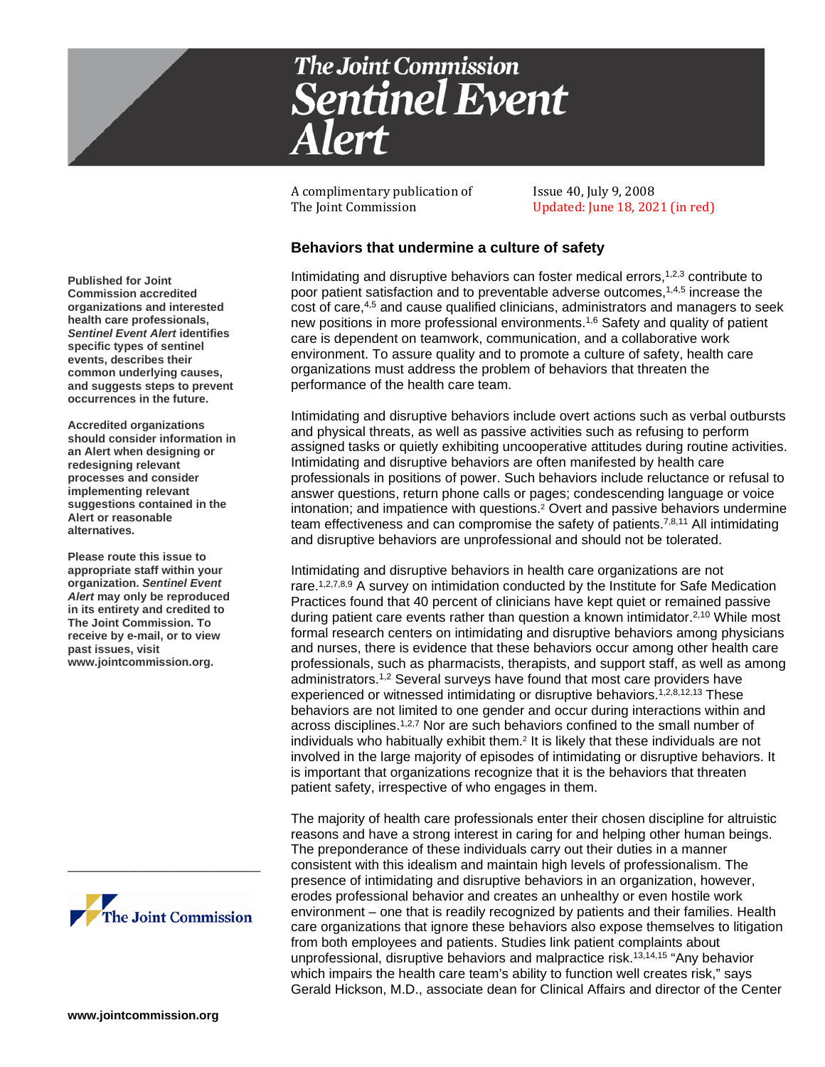# The Joint Commission Sentinel Event Alert

A complimentary publication of The Joint Commission

Issue 40, July 9, 2008
Updated: June 18, 2021 (in red)

**Published for Joint Commission accredited organizations and interested health care professionals, *Sentinel Event Alert* identifies specific types of sentinel events, describes their common underlying causes, and suggests steps to prevent occurrences in the future.**

**Accredited organizations should consider information in an Alert when designing or redesigning relevant processes and consider implementing relevant suggestions contained in the Alert or reasonable alternatives.**

**Please route this issue to appropriate staff within your organization. *Sentinel Event Alert* may only be reproduced in its entirety and credited to The Joint Commission. To receive by e-mail, or to view past issues, visit www.jointcommission.org.**

## Behaviors that undermine a culture of safety

Intimidating and disruptive behaviors can foster medical errors,[1,2,3] contribute to poor patient satisfaction and to preventable adverse outcomes,[1,4,5] increase the cost of care,[4,5] and cause qualified clinicians, administrators and managers to seek new positions in more professional environments.[1,6] Safety and quality of patient care is dependent on teamwork, communication, and a collaborative work environment. To assure quality and to promote a culture of safety, health care organizations must address the problem of behaviors that threaten the performance of the health care team.

Intimidating and disruptive behaviors include overt actions such as verbal outbursts and physical threats, as well as passive activities such as refusing to perform assigned tasks or quietly exhibiting uncooperative attitudes during routine activities. Intimidating and disruptive behaviors are often manifested by health care professionals in positions of power. Such behaviors include reluctance or refusal to answer questions, return phone calls or pages; condescending language or voice intonation; and impatience with questions.[2] Overt and passive behaviors undermine team effectiveness and can compromise the safety of patients.[7,8,11] All intimidating and disruptive behaviors are unprofessional and should not be tolerated.

Intimidating and disruptive behaviors in health care organizations are not rare.[1,2,7,8,9] A survey on intimidation conducted by the Institute for Safe Medication Practices found that 40 percent of clinicians have kept quiet or remained passive during patient care events rather than question a known intimidator.[2,10] While most formal research centers on intimidating and disruptive behaviors among physicians and nurses, there is evidence that these behaviors occur among other health care professionals, such as pharmacists, therapists, and support staff, as well as among administrators.[1,2] Several surveys have found that most care providers have experienced or witnessed intimidating or disruptive behaviors.[1,2,8,12,13] These behaviors are not limited to one gender and occur during interactions within and across disciplines.[1,2,7] Nor are such behaviors confined to the small number of individuals who habitually exhibit them.[2] It is likely that these individuals are not involved in the large majority of episodes of intimidating or disruptive behaviors. It is important that organizations recognize that it is the behaviors that threaten patient safety, irrespective of who engages in them.

The majority of health care professionals enter their chosen discipline for altruistic reasons and have a strong interest in caring for and helping other human beings. The preponderance of these individuals carry out their duties in a manner consistent with this idealism and maintain high levels of professionalism. The presence of intimidating and disruptive behaviors in an organization, however, erodes professional behavior and creates an unhealthy or even hostile work environment – one that is readily recognized by patients and their families. Health care organizations that ignore these behaviors also expose themselves to litigation from both employees and patients. Studies link patient complaints about unprofessional, disruptive behaviors and malpractice risk.[13,14,15] "Any behavior which impairs the health care team's ability to function well creates risk," says Gerald Hickson, M.D., associate dean for Clinical Affairs and director of the Center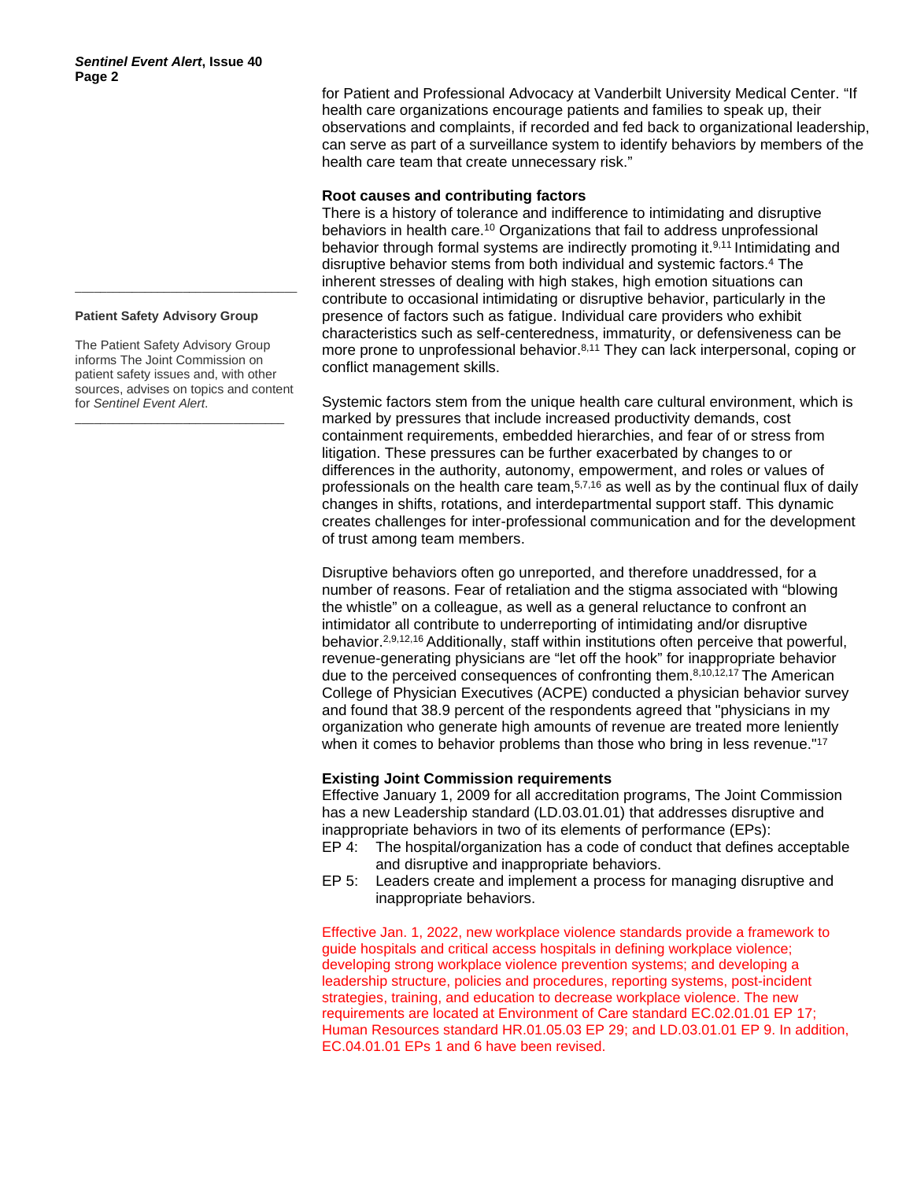for Patient and Professional Advocacy at Vanderbilt University Medical Center. "If health care organizations encourage patients and families to speak up, their observations and complaints, if recorded and fed back to organizational leadership, can serve as part of a surveillance system to identify behaviors by members of the health care team that create unnecessary risk."

**Root causes and contributing factors**

There is a history of tolerance and indifference to intimidating and disruptive behaviors in health care.[10] Organizations that fail to address unprofessional behavior through formal systems are indirectly promoting it.[9,11] Intimidating and disruptive behavior stems from both individual and systemic factors.[4] The inherent stresses of dealing with high stakes, high emotion situations can contribute to occasional intimidating or disruptive behavior, particularly in the presence of factors such as fatigue. Individual care providers who exhibit characteristics such as self-centeredness, immaturity, or defensiveness can be more prone to unprofessional behavior.[8,11] They can lack interpersonal, coping or conflict management skills.

Systemic factors stem from the unique health care cultural environment, which is marked by pressures that include increased productivity demands, cost containment requirements, embedded hierarchies, and fear of or stress from litigation. These pressures can be further exacerbated by changes to or differences in the authority, autonomy, empowerment, and roles or values of professionals on the health care team,[5,7,16] as well as by the continual flux of daily changes in shifts, rotations, and interdepartmental support staff. This dynamic creates challenges for inter-professional communication and for the development of trust among team members.

Disruptive behaviors often go unreported, and therefore unaddressed, for a number of reasons. Fear of retaliation and the stigma associated with "blowing the whistle" on a colleague, as well as a general reluctance to confront an intimidator all contribute to underreporting of intimidating and/or disruptive behavior.[2,9,12,16] Additionally, staff within institutions often perceive that powerful, revenue-generating physicians are "let off the hook" for inappropriate behavior due to the perceived consequences of confronting them.[8,10,12,17] The American College of Physician Executives (ACPE) conducted a physician behavior survey and found that 38.9 percent of the respondents agreed that "physicians in my organization who generate high amounts of revenue are treated more leniently when it comes to behavior problems than those who bring in less revenue."[17]

**Existing Joint Commission requirements**

Effective January 1, 2009 for all accreditation programs, The Joint Commission has a new Leadership standard (LD.03.01.01) that addresses disruptive and inappropriate behaviors in two of its elements of performance (EPs):

- EP 4: The hospital/organization has a code of conduct that defines acceptable and disruptive and inappropriate behaviors.
- EP 5: Leaders create and implement a process for managing disruptive and inappropriate behaviors.

Effective Jan. 1, 2022, new workplace violence standards provide a framework to guide hospitals and critical access hospitals in defining workplace violence; developing strong workplace violence prevention systems; and developing a leadership structure, policies and procedures, reporting systems, post-incident strategies, training, and education to decrease workplace violence. The new requirements are located at Environment of Care standard EC.02.01.01 EP 17; Human Resources standard HR.01.05.03 EP 29; and LD.03.01.01 EP 9. In addition, EC.04.01.01 EPs 1 and 6 have been revised.

---

**Patient Safety Advisory Group**

The Patient Safety Advisory Group informs The Joint Commission on patient safety issues and, with other sources, advises on topics and content for *Sentinel Event Alert*.

---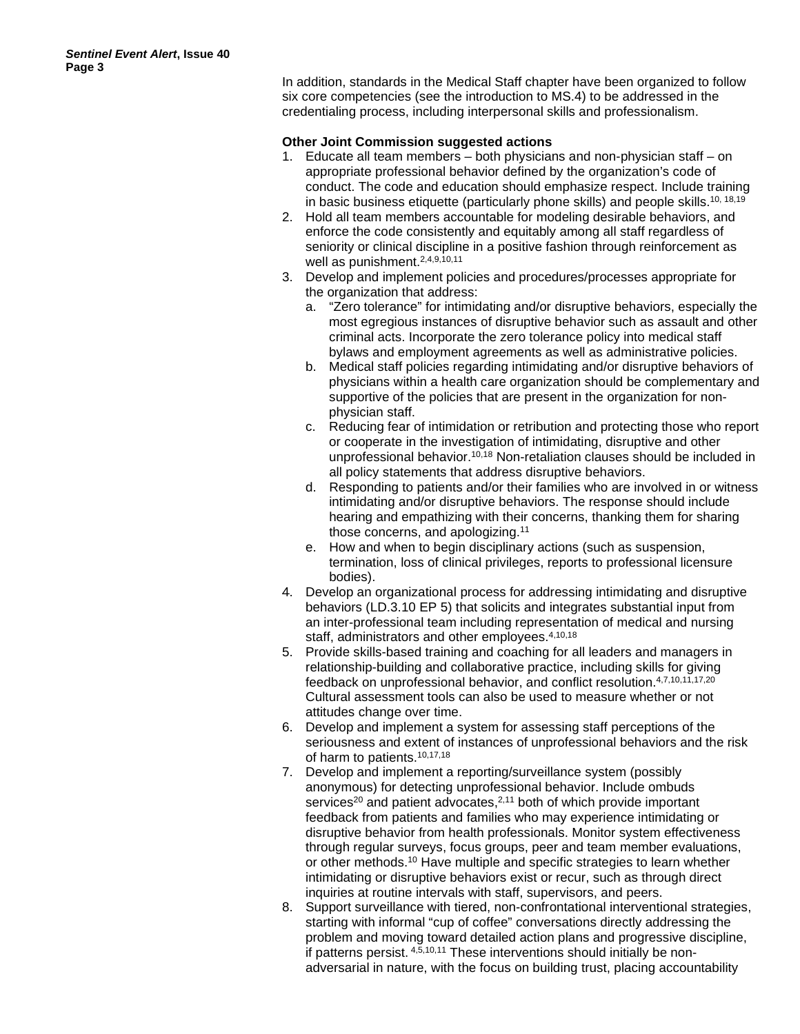In addition, standards in the Medical Staff chapter have been organized to follow six core competencies (see the introduction to MS.4) to be addressed in the credentialing process, including interpersonal skills and professionalism.

**Other Joint Commission suggested actions**

1. Educate all team members – both physicians and non-physician staff – on appropriate professional behavior defined by the organization's code of conduct. The code and education should emphasize respect. Include training in basic business etiquette (particularly phone skills) and people skills.[10, 18,19]
2. Hold all team members accountable for modeling desirable behaviors, and enforce the code consistently and equitably among all staff regardless of seniority or clinical discipline in a positive fashion through reinforcement as well as punishment.[2,4,9,10,11]
3. Develop and implement policies and procedures/processes appropriate for the organization that address:
   a. "Zero tolerance" for intimidating and/or disruptive behaviors, especially the most egregious instances of disruptive behavior such as assault and other criminal acts. Incorporate the zero tolerance policy into medical staff bylaws and employment agreements as well as administrative policies.
   b. Medical staff policies regarding intimidating and/or disruptive behaviors of physicians within a health care organization should be complementary and supportive of the policies that are present in the organization for non-physician staff.
   c. Reducing fear of intimidation or retribution and protecting those who report or cooperate in the investigation of intimidating, disruptive and other unprofessional behavior.[10,18] Non-retaliation clauses should be included in all policy statements that address disruptive behaviors.
   d. Responding to patients and/or their families who are involved in or witness intimidating and/or disruptive behaviors. The response should include hearing and empathizing with their concerns, thanking them for sharing those concerns, and apologizing.[11]
   e. How and when to begin disciplinary actions (such as suspension, termination, loss of clinical privileges, reports to professional licensure bodies).
4. Develop an organizational process for addressing intimidating and disruptive behaviors (LD.3.10 EP 5) that solicits and integrates substantial input from an inter-professional team including representation of medical and nursing staff, administrators and other employees.[4,10,18]
5. Provide skills-based training and coaching for all leaders and managers in relationship-building and collaborative practice, including skills for giving feedback on unprofessional behavior, and conflict resolution.[4,7,10,11,17,20] Cultural assessment tools can also be used to measure whether or not attitudes change over time.
6. Develop and implement a system for assessing staff perceptions of the seriousness and extent of instances of unprofessional behaviors and the risk of harm to patients.[10,17,18]
7. Develop and implement a reporting/surveillance system (possibly anonymous) for detecting unprofessional behavior. Include ombuds services[20] and patient advocates,[2,11] both of which provide important feedback from patients and families who may experience intimidating or disruptive behavior from health professionals. Monitor system effectiveness through regular surveys, focus groups, peer and team member evaluations, or other methods.[10] Have multiple and specific strategies to learn whether intimidating or disruptive behaviors exist or recur, such as through direct inquiries at routine intervals with staff, supervisors, and peers.
8. Support surveillance with tiered, non-confrontational interventional strategies, starting with informal "cup of coffee" conversations directly addressing the problem and moving toward detailed action plans and progressive discipline, if patterns persist.[4,5,10,11] These interventions should initially be non-adversarial in nature, with the focus on building trust, placing accountability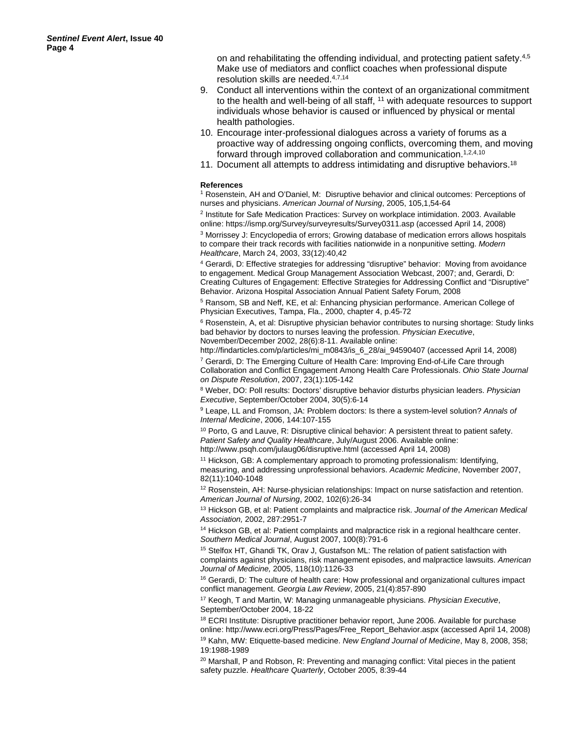on and rehabilitating the offending individual, and protecting patient safety.[4,5] Make use of mediators and conflict coaches when professional dispute resolution skills are needed.[4,7,14]

9. Conduct all interventions within the context of an organizational commitment to the health and well-being of all staff, [11] with adequate resources to support individuals whose behavior is caused or influenced by physical or mental health pathologies.
10. Encourage inter-professional dialogues across a variety of forums as a proactive way of addressing ongoing conflicts, overcoming them, and moving forward through improved collaboration and communication.[1,2,4,10]
11. Document all attempts to address intimidating and disruptive behaviors.[18]

**References**

[1] Rosenstein, AH and O'Daniel, M: Disruptive behavior and clinical outcomes: Perceptions of nurses and physicians. *American Journal of Nursing*, 2005, 105,1,54-64

[2] Institute for Safe Medication Practices: Survey on workplace intimidation. 2003. Available online: https://ismp.org/Survey/surveyresults/Survey0311.asp (accessed April 14, 2008)

[3] Morrissey J: Encyclopedia of errors; Growing database of medication errors allows hospitals to compare their track records with facilities nationwide in a nonpunitive setting. *Modern Healthcare*, March 24, 2003, 33(12):40,42

[4] Gerardi, D: Effective strategies for addressing "disruptive" behavior: Moving from avoidance to engagement. Medical Group Management Association Webcast, 2007; and, Gerardi, D: Creating Cultures of Engagement: Effective Strategies for Addressing Conflict and "Disruptive" Behavior. Arizona Hospital Association Annual Patient Safety Forum, 2008

[5] Ransom, SB and Neff, KE, et al: Enhancing physician performance. American College of Physician Executives, Tampa, Fla., 2000, chapter 4, p.45-72

[6] Rosenstein, A, et al: Disruptive physician behavior contributes to nursing shortage: Study links bad behavior by doctors to nurses leaving the profession. *Physician Executive*, November/December 2002, 28(6):8-11. Available online: http://findarticles.com/p/articles/mi_m0843/is_6_28/ai_94590407 (accessed April 14, 2008)

[7] Gerardi, D: The Emerging Culture of Health Care: Improving End-of-Life Care through Collaboration and Conflict Engagement Among Health Care Professionals. *Ohio State Journal on Dispute Resolution*, 2007, 23(1):105-142

[8] Weber, DO: Poll results: Doctors' disruptive behavior disturbs physician leaders. *Physician Executive*, September/October 2004, 30(5):6-14

[9] Leape, LL and Fromson, JA: Problem doctors: Is there a system-level solution? *Annals of Internal Medicine*, 2006, 144:107-155

[10] Porto, G and Lauve, R: Disruptive clinical behavior: A persistent threat to patient safety. *Patient Safety and Quality Healthcare*, July/August 2006. Available online: http://www.psqh.com/julaug06/disruptive.html (accessed April 14, 2008)

[11] Hickson, GB: A complementary approach to promoting professionalism: Identifying, measuring, and addressing unprofessional behaviors. *Academic Medicine*, November 2007, 82(11):1040-1048

[12] Rosenstein, AH: Nurse-physician relationships: Impact on nurse satisfaction and retention. *American Journal of Nursing*, 2002, 102(6):26-34

[13] Hickson GB, et al: Patient complaints and malpractice risk. *Journal of the American Medical Association,* 2002, 287:2951-7

[14] Hickson GB, et al: Patient complaints and malpractice risk in a regional healthcare center. *Southern Medical Journal*, August 2007, 100(8):791-6

[15] Stelfox HT, Ghandi TK, Orav J, Gustafson ML: The relation of patient satisfaction with complaints against physicians, risk management episodes, and malpractice lawsuits. *American Journal of Medicine,* 2005, 118(10):1126-33

[16] Gerardi, D: The culture of health care: How professional and organizational cultures impact conflict management. *Georgia Law Review*, 2005, 21(4):857-890

[17] Keogh, T and Martin, W: Managing unmanageable physicians. *Physician Executive*, September/October 2004, 18-22

[18] ECRI Institute: Disruptive practitioner behavior report, June 2006. Available for purchase online: http://www.ecri.org/Press/Pages/Free_Report_Behavior.aspx (accessed April 14, 2008)

[19] Kahn, MW: Etiquette-based medicine. *New England Journal of Medicine*, May 8, 2008, 358; 19:1988-1989

[20] Marshall, P and Robson, R: Preventing and managing conflict: Vital pieces in the patient safety puzzle. *Healthcare Quarterly*, October 2005, 8:39-44